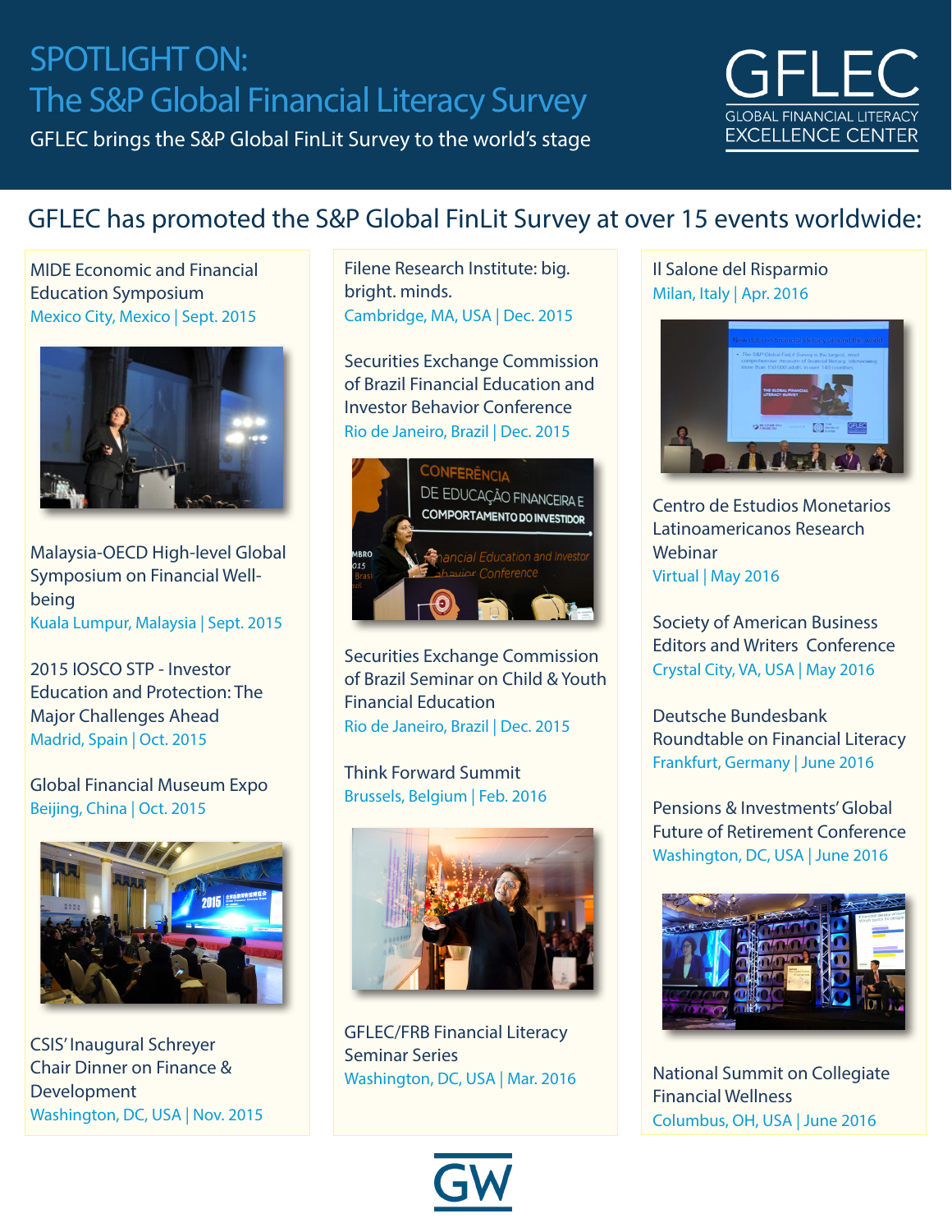# SPOTLIGHT ON: The S&P Global Financial Literacy Survey

GFLEC brings the S&P Global FinLit Survey to the world's stage

GFLEC
GLOBAL FINANCIAL LITERACY EXCELLENCE CENTER

## GFLEC has promoted the S&P Global FinLit Survey at over 15 events worldwide:

MIDE Economic and Financial Education Symposium
Mexico City, Mexico | Sept. 2015

Malaysia-OECD High-level Global Symposium on Financial Well-being
Kuala Lumpur, Malaysia | Sept. 2015

2015 IOSCO STP - Investor Education and Protection: The Major Challenges Ahead
Madrid, Spain | Oct. 2015

Global Financial Museum Expo
Beijing, China | Oct. 2015

CSIS' Inaugural Schreyer Chair Dinner on Finance & Development
Washington, DC, USA | Nov. 2015

Filene Research Institute: big. bright. minds.
Cambridge, MA, USA | Dec. 2015

Securities Exchange Commission of Brazil Financial Education and Investor Behavior Conference
Rio de Janeiro, Brazil | Dec. 2015

Securities Exchange Commission of Brazil Seminar on Child & Youth Financial Education
Rio de Janeiro, Brazil | Dec. 2015

Think Forward Summit
Brussels, Belgium | Feb. 2016

GFLEC/FRB Financial Literacy Seminar Series
Washington, DC, USA | Mar. 2016

Il Salone del Risparmio
Milan, Italy | Apr. 2016

Centro de Estudios Monetarios Latinoamericanos Research Webinar
Virtual | May 2016

Society of American Business Editors and Writers Conference
Crystal City, VA, USA | May 2016

Deutsche Bundesbank Roundtable on Financial Literacy
Frankfurt, Germany | June 2016

Pensions & Investments' Global Future of Retirement Conference
Washington, DC, USA | June 2016

National Summit on Collegiate Financial Wellness
Columbus, OH, USA | June 2016

GW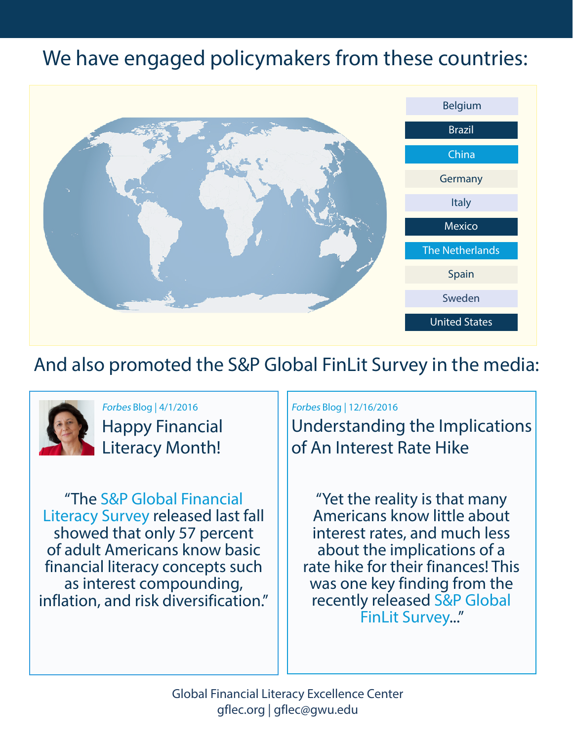## We have engaged policymakers from these countries:

- Belgium
- Brazil
- China
- Germany
- Italy
- Mexico
- The Netherlands
- Spain
- Sweden
- United States

## And also promoted the S&P Global FinLit Survey in the media:

*Forbes* Blog | 4/1/2016

### Happy Financial Literacy Month!

"The S&P Global Financial Literacy Survey released last fall showed that only 57 percent of adult Americans know basic financial literacy concepts such as interest compounding, inflation, and risk diversification."

*Forbes* Blog | 12/16/2016

### Understanding the Implications of An Interest Rate Hike

"Yet the reality is that many Americans know little about interest rates, and much less about the implications of a rate hike for their finances! This was one key finding from the recently released S&P Global FinLit Survey..."

Global Financial Literacy Excellence Center
gflec.org | gflec@gwu.edu